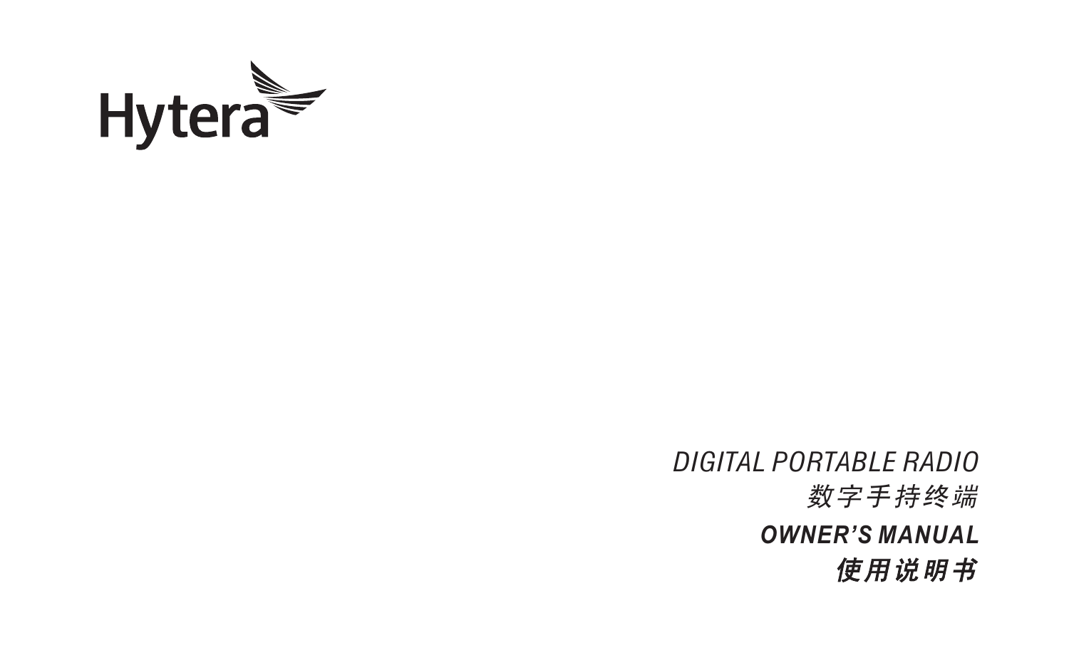Hytera

*DIGITAL PORTABLE RADIO*

*数字手持终端*

***OWNER'S MANUAL***

***使用说明书***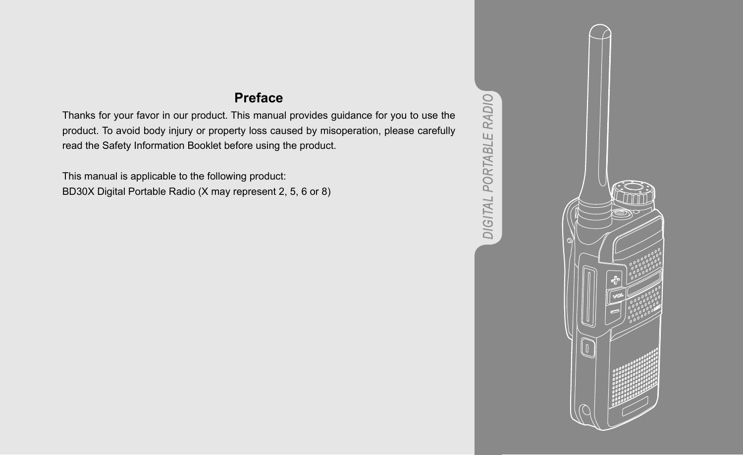# Preface

Thanks for your favor in our product. This manual provides guidance for you to use the product. To avoid body injury or property loss caused by misoperation, please carefully read the Safety Information Booklet before using the product.

This manual is applicable to the following product:
BD30X Digital Portable Radio (X may represent 2, 5, 6 or 8)

DIGITAL PORTABLE RADIO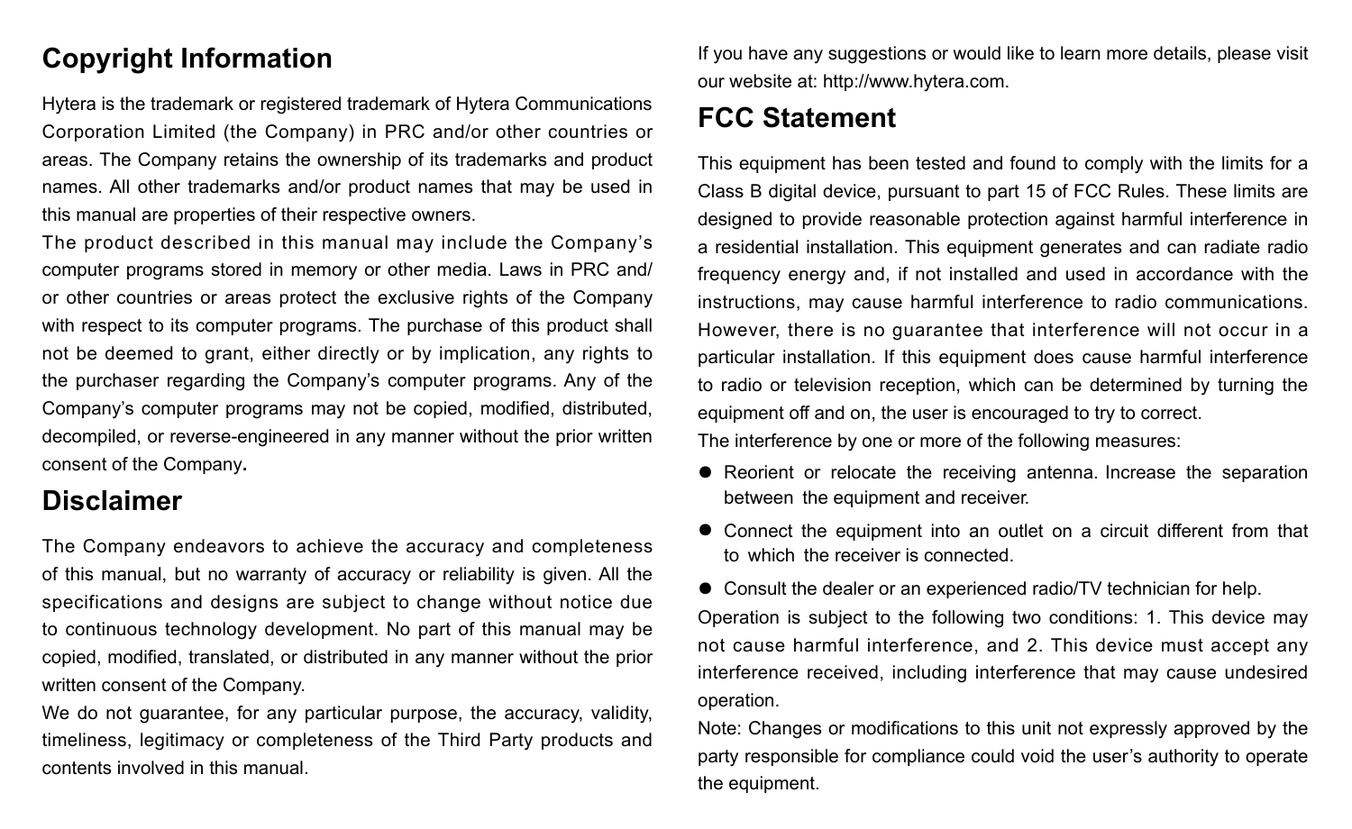## Copyright Information

Hytera is the trademark or registered trademark of Hytera Communications Corporation Limited (the Company) in PRC and/or other countries or areas. The Company retains the ownership of its trademarks and product names. All other trademarks and/or product names that may be used in this manual are properties of their respective owners.

The product described in this manual may include the Company's computer programs stored in memory or other media. Laws in PRC and/or other countries or areas protect the exclusive rights of the Company with respect to its computer programs. The purchase of this product shall not be deemed to grant, either directly or by implication, any rights to the purchaser regarding the Company's computer programs. Any of the Company's computer programs may not be copied, modified, distributed, decompiled, or reverse-engineered in any manner without the prior written consent of the Company.

## Disclaimer

The Company endeavors to achieve the accuracy and completeness of this manual, but no warranty of accuracy or reliability is given. All the specifications and designs are subject to change without notice due to continuous technology development. No part of this manual may be copied, modified, translated, or distributed in any manner without the prior written consent of the Company.

We do not guarantee, for any particular purpose, the accuracy, validity, timeliness, legitimacy or completeness of the Third Party products and contents involved in this manual.

If you have any suggestions or would like to learn more details, please visit our website at: http://www.hytera.com.

## FCC Statement

This equipment has been tested and found to comply with the limits for a Class B digital device, pursuant to part 15 of FCC Rules. These limits are designed to provide reasonable protection against harmful interference in a residential installation. This equipment generates and can radiate radio frequency energy and, if not installed and used in accordance with the instructions, may cause harmful interference to radio communications. However, there is no guarantee that interference will not occur in a particular installation. If this equipment does cause harmful interference to radio or television reception, which can be determined by turning the equipment off and on, the user is encouraged to try to correct.

The interference by one or more of the following measures:

- Reorient or relocate the receiving antenna. Increase the separation between the equipment and receiver.
- Connect the equipment into an outlet on a circuit different from that to which the receiver is connected.
- Consult the dealer or an experienced radio/TV technician for help.

Operation is subject to the following two conditions: 1. This device may not cause harmful interference, and 2. This device must accept any interference received, including interference that may cause undesired operation.

Note: Changes or modifications to this unit not expressly approved by the party responsible for compliance could void the user's authority to operate the equipment.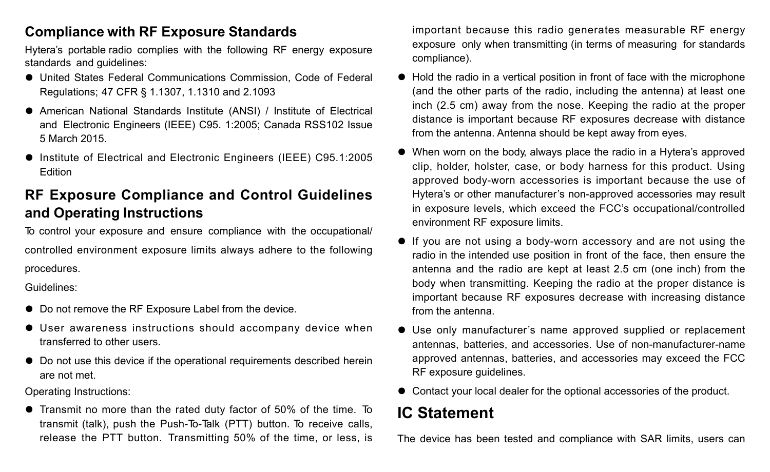## Compliance with RF Exposure Standards

Hytera's portable radio complies with the following RF energy exposure standards and guidelines:

- United States Federal Communications Commission, Code of Federal Regulations; 47 CFR § 1.1307, 1.1310 and 2.1093
- American National Standards Institute (ANSI) / Institute of Electrical and Electronic Engineers (IEEE) C95. 1:2005; Canada RSS102 Issue 5 March 2015.
- Institute of Electrical and Electronic Engineers (IEEE) C95.1:2005 Edition

## RF Exposure Compliance and Control Guidelines and Operating Instructions

To control your exposure and ensure compliance with the occupational/ controlled environment exposure limits always adhere to the following procedures.

Guidelines:

- Do not remove the RF Exposure Label from the device.
- User awareness instructions should accompany device when transferred to other users.
- Do not use this device if the operational requirements described herein are not met.

Operating Instructions:

- Transmit no more than the rated duty factor of 50% of the time. To transmit (talk), push the Push-To-Talk (PTT) button. To receive calls, release the PTT button. Transmitting 50% of the time, or less, is important because this radio generates measurable RF energy exposure only when transmitting (in terms of measuring for standards compliance).
- Hold the radio in a vertical position in front of face with the microphone (and the other parts of the radio, including the antenna) at least one inch (2.5 cm) away from the nose. Keeping the radio at the proper distance is important because RF exposures decrease with distance from the antenna. Antenna should be kept away from eyes.
- When worn on the body, always place the radio in a Hytera's approved clip, holder, holster, case, or body harness for this product. Using approved body-worn accessories is important because the use of Hytera's or other manufacturer's non-approved accessories may result in exposure levels, which exceed the FCC's occupational/controlled environment RF exposure limits.
- If you are not using a body-worn accessory and are not using the radio in the intended use position in front of the face, then ensure the antenna and the radio are kept at least 2.5 cm (one inch) from the body when transmitting. Keeping the radio at the proper distance is important because RF exposures decrease with increasing distance from the antenna.
- Use only manufacturer's name approved supplied or replacement antennas, batteries, and accessories. Use of non-manufacturer-name approved antennas, batteries, and accessories may exceed the FCC RF exposure guidelines.
- Contact your local dealer for the optional accessories of the product.

## IC Statement

The device has been tested and compliance with SAR limits, users can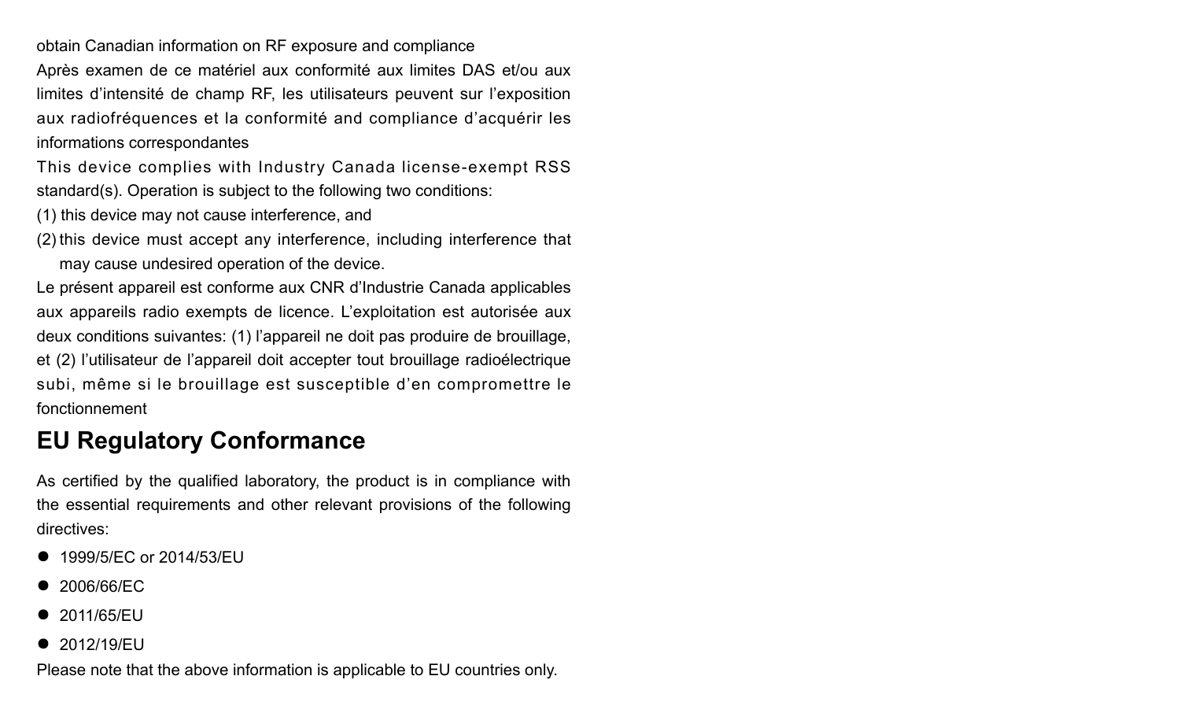obtain Canadian information on RF exposure and compliance

Après examen de ce matériel aux conformité aux limites DAS et/ou aux limites d'intensité de champ RF, les utilisateurs peuvent sur l'exposition aux radiofréquences et la conformité and compliance d'acquérir les informations correspondantes

This device complies with Industry Canada license-exempt RSS standard(s). Operation is subject to the following two conditions:

(1) this device may not cause interference, and

(2) this device must accept any interference, including interference that may cause undesired operation of the device.

Le présent appareil est conforme aux CNR d'Industrie Canada applicables aux appareils radio exempts de licence. L'exploitation est autorisée aux deux conditions suivantes: (1) l'appareil ne doit pas produire de brouillage, et (2) l'utilisateur de l'appareil doit accepter tout brouillage radioélectrique subi, même si le brouillage est susceptible d'en compromettre le fonctionnement

## EU Regulatory Conformance

As certified by the qualified laboratory, the product is in compliance with the essential requirements and other relevant provisions of the following directives:

- 1999/5/EC or 2014/53/EU
- 2006/66/EC
- 2011/65/EU
- 2012/19/EU

Please note that the above information is applicable to EU countries only.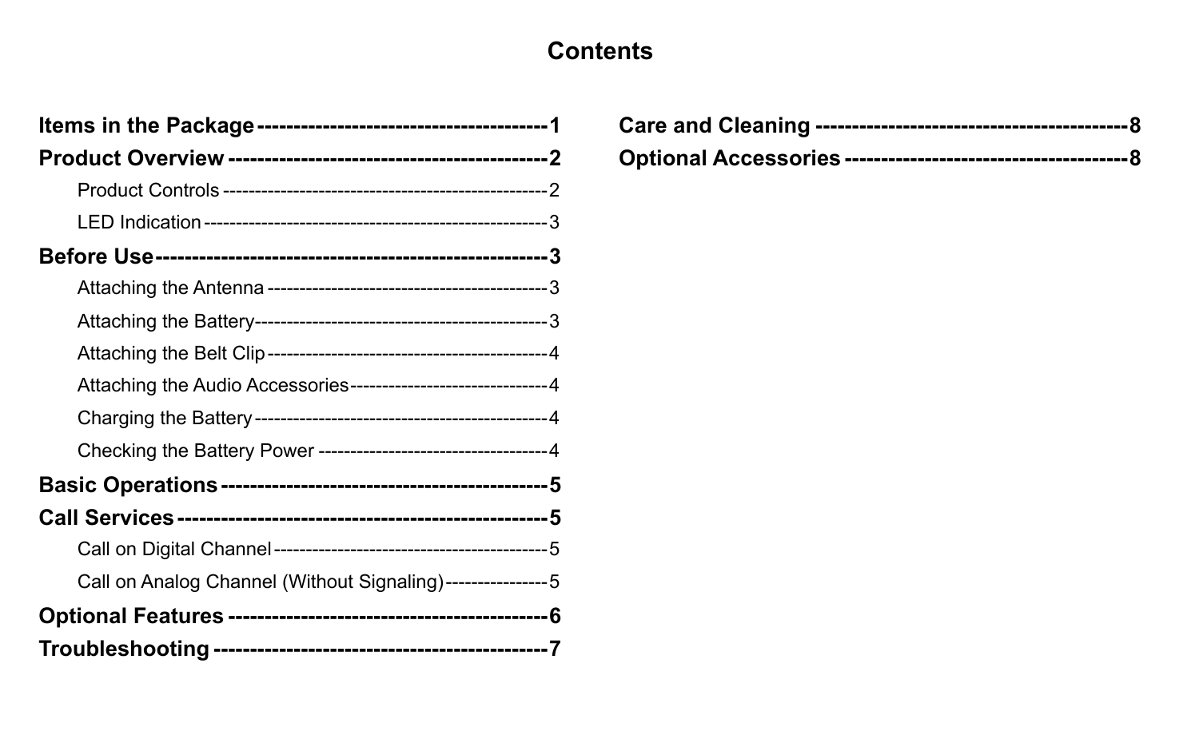# Contents

**Items in the Package** ---------------------------------------- **1**

**Product Overview** ------------------------------------------ **2**

- Product Controls -------------------------------------------------- 2
- LED Indication ----------------------------------------------------- 3

**Before Use** ------------------------------------------------- **3**

- Attaching the Antenna ------------------------------------------- 3
- Attaching the Battery ---------------------------------------------- 3
- Attaching the Belt Clip -------------------------------------------- 4
- Attaching the Audio Accessories ------------------------------- 4
- Charging the Battery ---------------------------------------------- 4
- Checking the Battery Power ----------------------------------- 4

**Basic Operations** ------------------------------------------- **5**

**Call Services** ----------------------------------------------- **5**

- Call on Digital Channel ------------------------------------------- 5
- Call on Analog Channel (Without Signaling) ---------------- 5

**Optional Features** ------------------------------------------ **6**

**Troubleshooting** -------------------------------------------- **7**

**Care and Cleaning** ----------------------------------------- **8**

**Optional Accessories** -------------------------------------- **8**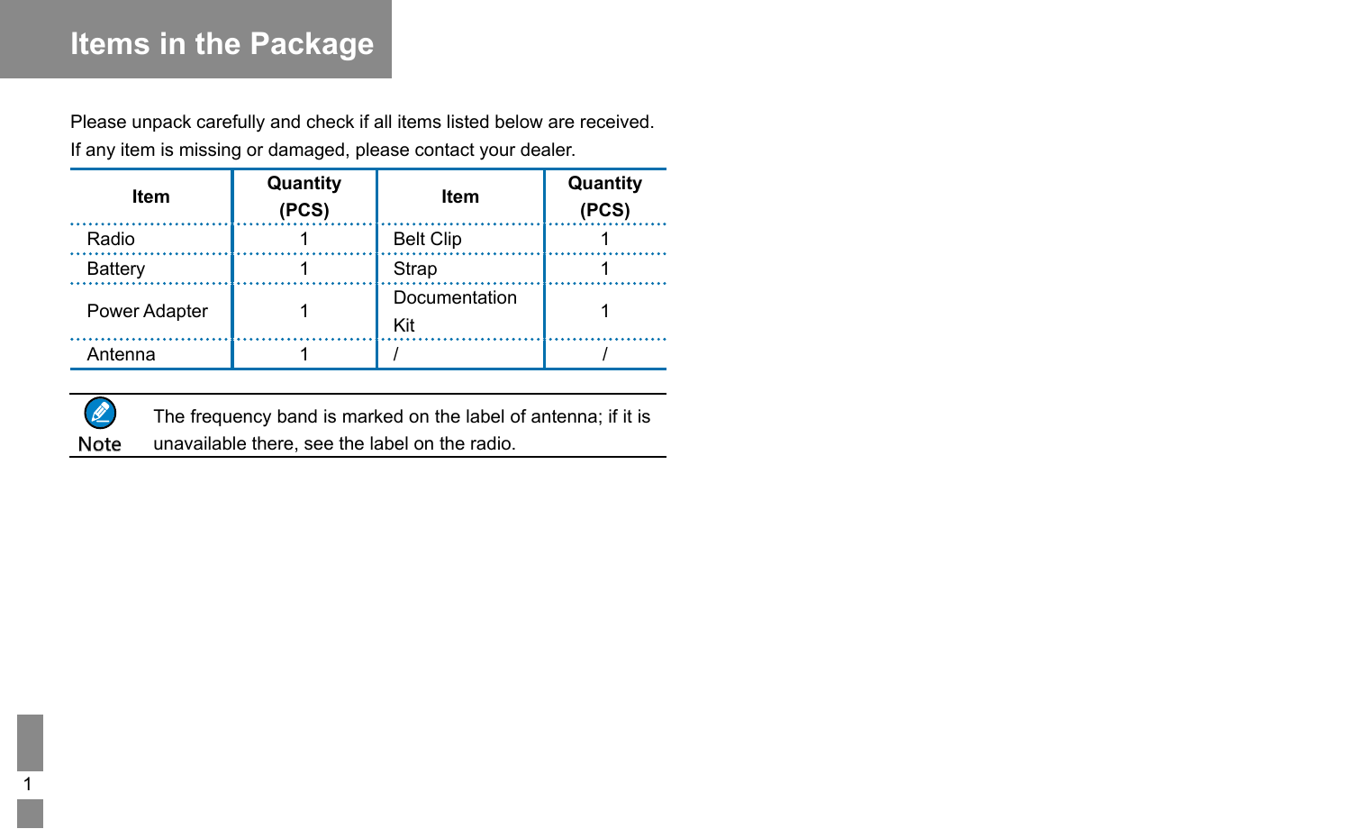# Items in the Package

Please unpack carefully and check if all items listed below are received. If any item is missing or damaged, please contact your dealer.

| Item | Quantity (PCS) | Item | Quantity (PCS) |
| --- | --- | --- | --- |
| Radio | 1 | Belt Clip | 1 |
| Battery | 1 | Strap | 1 |
| Power Adapter | 1 | Documentation Kit | 1 |
| Antenna | 1 | / | / |

**Note**: The frequency band is marked on the label of antenna; if it is unavailable there, see the label on the radio.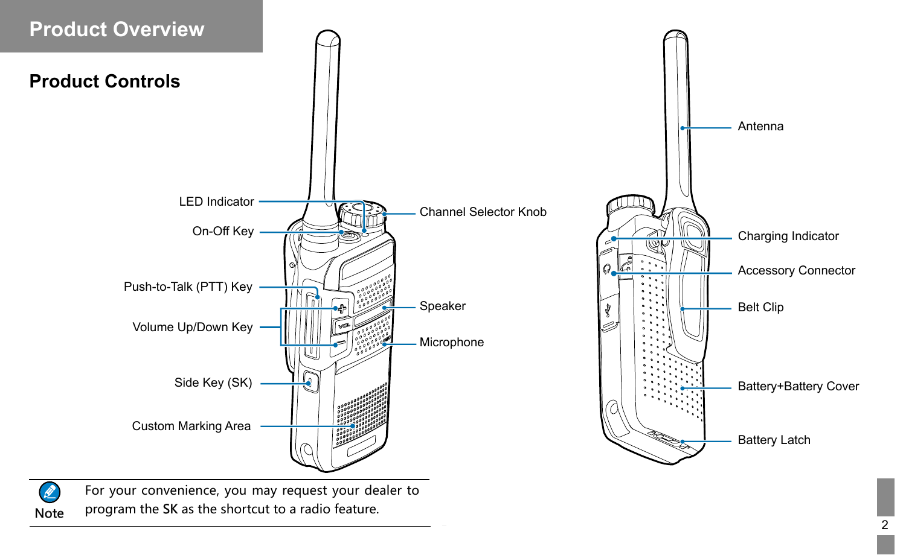# Product Overview

## Product Controls

LED Indicator

On-Off Key

Push-to-Talk (PTT) Key

Volume Up/Down Key

Side Key (SK)

Custom Marking Area

Channel Selector Knob

Speaker

Microphone

Antenna

Charging Indicator

Accessory Connector

Belt Clip

Battery+Battery Cover

Battery Latch

**Note** For your convenience, you may request your dealer to program the SK as the shortcut to a radio feature.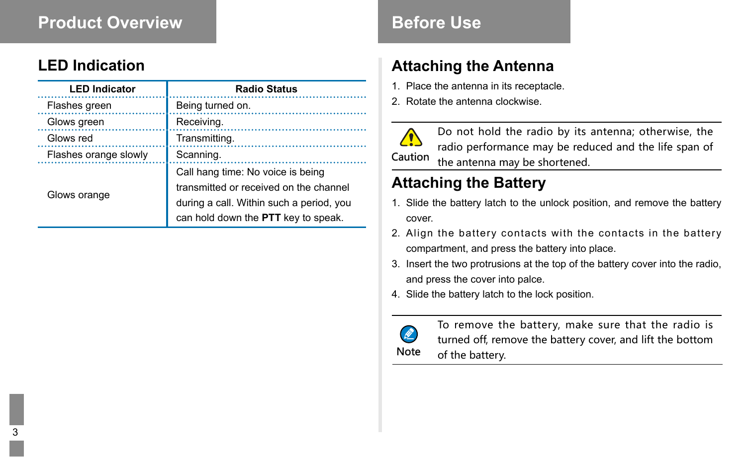# Product Overview

## LED Indication

| LED Indicator | Radio Status |
|---|---|
| Flashes green | Being turned on. |
| Glows green | Receiving. |
| Glows red | Transmitting. |
| Flashes orange slowly | Scanning. |
| Glows orange | Call hang time: No voice is being transmitted or received on the channel during a call. Within such a period, you can hold down the **PTT** key to speak. |

# Before Use

## Attaching the Antenna

1. Place the antenna in its receptacle.
2. Rotate the antenna clockwise.

Caution: Do not hold the radio by its antenna; otherwise, the radio performance may be reduced and the life span of the antenna may be shortened.

## Attaching the Battery

1. Slide the battery latch to the unlock position, and remove the battery cover.
2. Align the battery contacts with the contacts in the battery compartment, and press the battery into place.
3. Insert the two protrusions at the top of the battery cover into the radio, and press the cover into palce.
4. Slide the battery latch to the lock position.

Note: To remove the battery, make sure that the radio is turned off, remove the battery cover, and lift the bottom of the battery.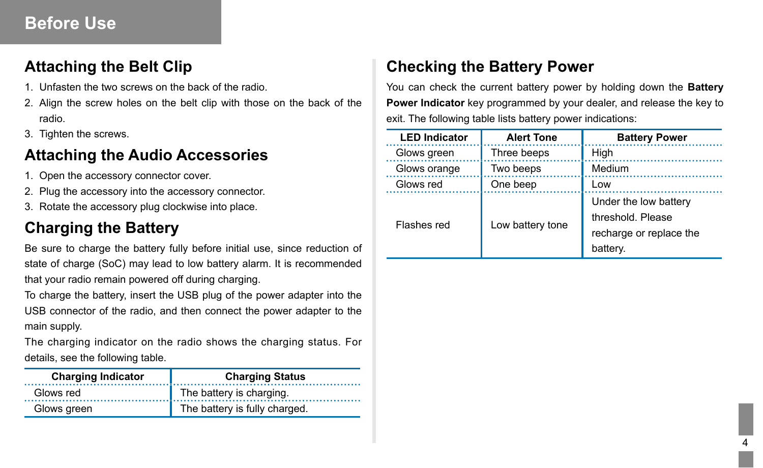# Before Use

## Attaching the Belt Clip

1. Unfasten the two screws on the back of the radio.
2. Align the screw holes on the belt clip with those on the back of the radio.
3. Tighten the screws.

## Attaching the Audio Accessories

1. Open the accessory connector cover.
2. Plug the accessory into the accessory connector.
3. Rotate the accessory plug clockwise into place.

## Charging the Battery

Be sure to charge the battery fully before initial use, since reduction of state of charge (SoC) may lead to low battery alarm. It is recommended that your radio remain powered off during charging.

To charge the battery, insert the USB plug of the power adapter into the USB connector of the radio, and then connect the power adapter to the main supply.

The charging indicator on the radio shows the charging status. For details, see the following table.

| Charging Indicator | Charging Status |
|---|---|
| Glows red | The battery is charging. |
| Glows green | The battery is fully charged. |

## Checking the Battery Power

You can check the current battery power by holding down the **Battery Power Indicator** key programmed by your dealer, and release the key to exit. The following table lists battery power indications:

| LED Indicator | Alert Tone | Battery Power |
|---|---|---|
| Glows green | Three beeps | High |
| Glows orange | Two beeps | Medium |
| Glows red | One beep | Low |
| Flashes red | Low battery tone | Under the low battery threshold. Please recharge or replace the battery. |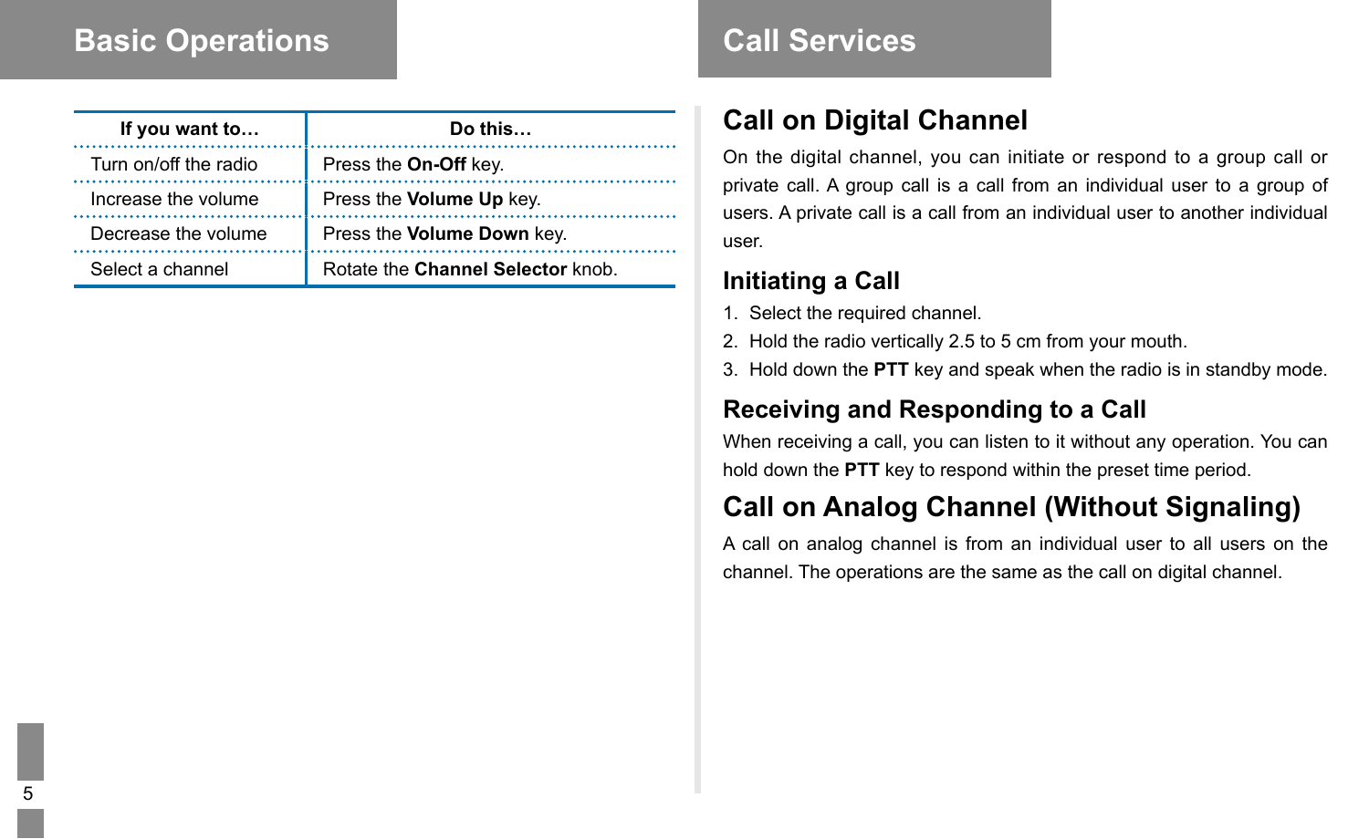# Basic Operations

| If you want to… | Do this… |
|---|---|
| Turn on/off the radio | Press the **On-Off** key. |
| Increase the volume | Press the **Volume Up** key. |
| Decrease the volume | Press the **Volume Down** key. |
| Select a channel | Rotate the **Channel Selector** knob. |

# Call Services

## Call on Digital Channel

On the digital channel, you can initiate or respond to a group call or private call. A group call is a call from an individual user to a group of users. A private call is a call from an individual user to another individual user.

### Initiating a Call

1. Select the required channel.
2. Hold the radio vertically 2.5 to 5 cm from your mouth.
3. Hold down the **PTT** key and speak when the radio is in standby mode.

### Receiving and Responding to a Call

When receiving a call, you can listen to it without any operation. You can hold down the **PTT** key to respond within the preset time period.

## Call on Analog Channel (Without Signaling)

A call on analog channel is from an individual user to all users on the channel. The operations are the same as the call on digital channel.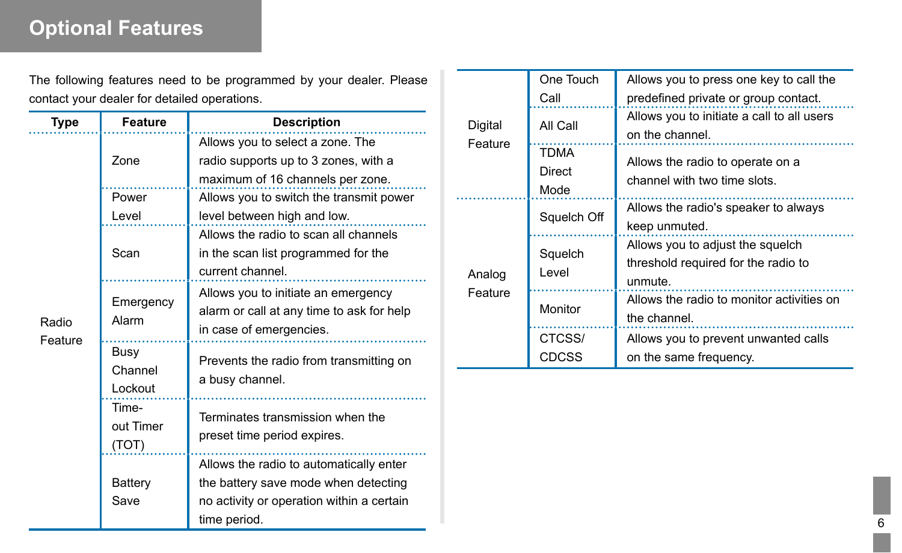# Optional Features

The following features need to be programmed by your dealer. Please contact your dealer for detailed operations.

| Type | Feature | Description |
| --- | --- | --- |
| Radio Feature | Zone | Allows you to select a zone. The radio supports up to 3 zones, with a maximum of 16 channels per zone. |
| | Power Level | Allows you to switch the transmit power level between high and low. |
| | Scan | Allows the radio to scan all channels in the scan list programmed for the current channel. |
| | Emergency Alarm | Allows you to initiate an emergency alarm or call at any time to ask for help in case of emergencies. |
| | Busy Channel Lockout | Prevents the radio from transmitting on a busy channel. |
| | Time-out Timer (TOT) | Terminates transmission when the preset time period expires. |
| | Battery Save | Allows the radio to automatically enter the battery save mode when detecting no activity or operation within a certain time period. |
| Digital Feature | One Touch Call | Allows you to press one key to call the predefined private or group contact. |
| | All Call | Allows you to initiate a call to all users on the channel. |
| | TDMA Direct Mode | Allows the radio to operate on a channel with two time slots. |
| Analog Feature | Squelch Off | Allows the radio's speaker to always keep unmuted. |
| | Squelch Level | Allows you to adjust the squelch threshold required for the radio to unmute. |
| | Monitor | Allows the radio to monitor activities on the channel. |
| | CTCSS/ CDCSS | Allows you to prevent unwanted calls on the same frequency. |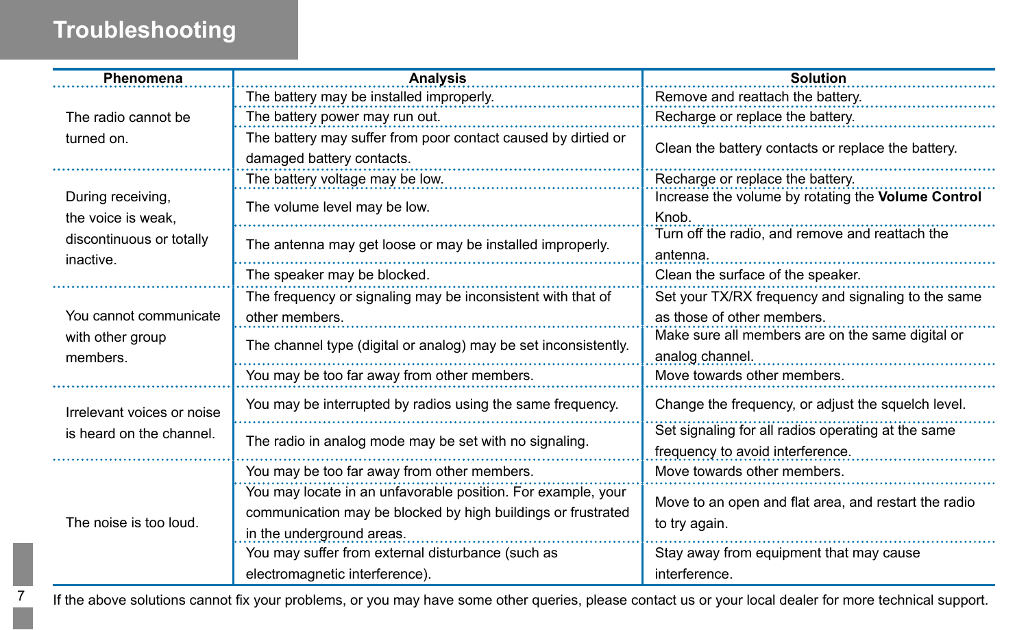# Troubleshooting

| Phenomena | Analysis | Solution |
|---|---|---|
| The radio cannot be turned on. | The battery may be installed improperly. | Remove and reattach the battery. |
| | The battery power may run out. | Recharge or replace the battery. |
| | The battery may suffer from poor contact caused by dirtied or damaged battery contacts. | Clean the battery contacts or replace the battery. |
| During receiving, the voice is weak, discontinuous or totally inactive. | The battery voltage may be low. | Recharge or replace the battery. |
| | The volume level may be low. | Increase the volume by rotating the **Volume Control** Knob. |
| | The antenna may get loose or may be installed improperly. | Turn off the radio, and remove and reattach the antenna. |
| | The speaker may be blocked. | Clean the surface of the speaker. |
| You cannot communicate with other group members. | The frequency or signaling may be inconsistent with that of other members. | Set your TX/RX frequency and signaling to the same as those of other members. |
| | The channel type (digital or analog) may be set inconsistently. | Make sure all members are on the same digital or analog channel. |
| | You may be too far away from other members. | Move towards other members. |
| Irrelevant voices or noise is heard on the channel. | You may be interrupted by radios using the same frequency. | Change the frequency, or adjust the squelch level. |
| | The radio in analog mode may be set with no signaling. | Set signaling for all radios operating at the same frequency to avoid interference. |
| The noise is too loud. | You may be too far away from other members. | Move towards other members. |
| | You may locate in an unfavorable position. For example, your communication may be blocked by high buildings or frustrated in the underground areas. | Move to an open and flat area, and restart the radio to try again. |
| | You may suffer from external disturbance (such as electromagnetic interference). | Stay away from equipment that may cause interference. |

If the above solutions cannot fix your problems, or you may have some other queries, please contact us or your local dealer for more technical support.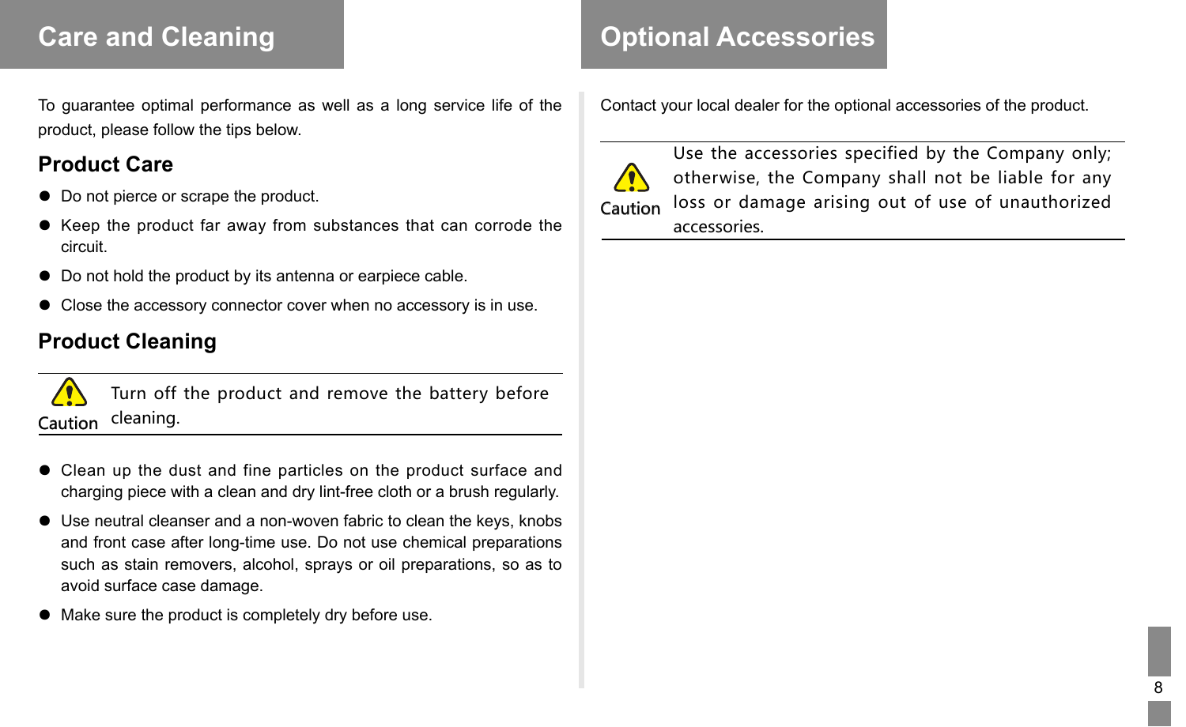# Care and Cleaning

To guarantee optimal performance as well as a long service life of the product, please follow the tips below.

## Product Care

- Do not pierce or scrape the product.
- Keep the product far away from substances that can corrode the circuit.
- Do not hold the product by its antenna or earpiece cable.
- Close the accessory connector cover when no accessory is in use.

## Product Cleaning

**Caution** Turn off the product and remove the battery before cleaning.

- Clean up the dust and fine particles on the product surface and charging piece with a clean and dry lint-free cloth or a brush regularly.
- Use neutral cleanser and a non-woven fabric to clean the keys, knobs and front case after long-time use. Do not use chemical preparations such as stain removers, alcohol, sprays or oil preparations, so as to avoid surface case damage.
- Make sure the product is completely dry before use.

# Optional Accessories

Contact your local dealer for the optional accessories of the product.

**Caution** Use the accessories specified by the Company only; otherwise, the Company shall not be liable for any loss or damage arising out of use of unauthorized accessories.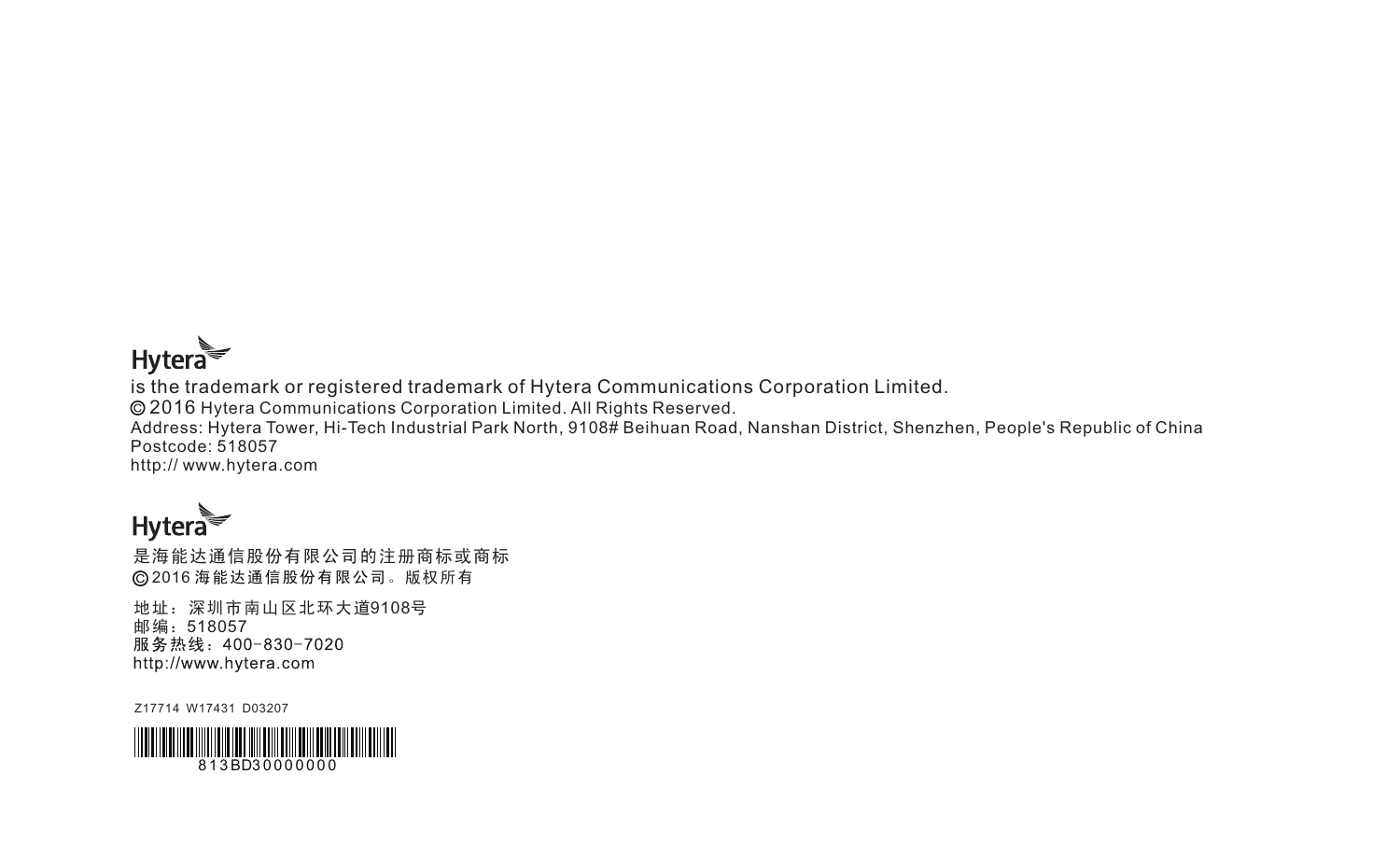Hytera

is the trademark or registered trademark of Hytera Communications Corporation Limited.

© 2016 Hytera Communications Corporation Limited. All Rights Reserved.

Address: Hytera Tower, Hi-Tech Industrial Park North, 9108# Beihuan Road, Nanshan District, Shenzhen, People's Republic of China

Postcode: 518057

http:// www.hytera.com

Hytera

是海能达通信股份有限公司的注册商标或商标

© 2016 海能达通信股份有限公司。版权所有

地址：深圳市南山区北环大道9108号

邮编：518057

服务热线：400-830-7020

http://www.hytera.com

Z17714 W17431 D03207

813BD30000000